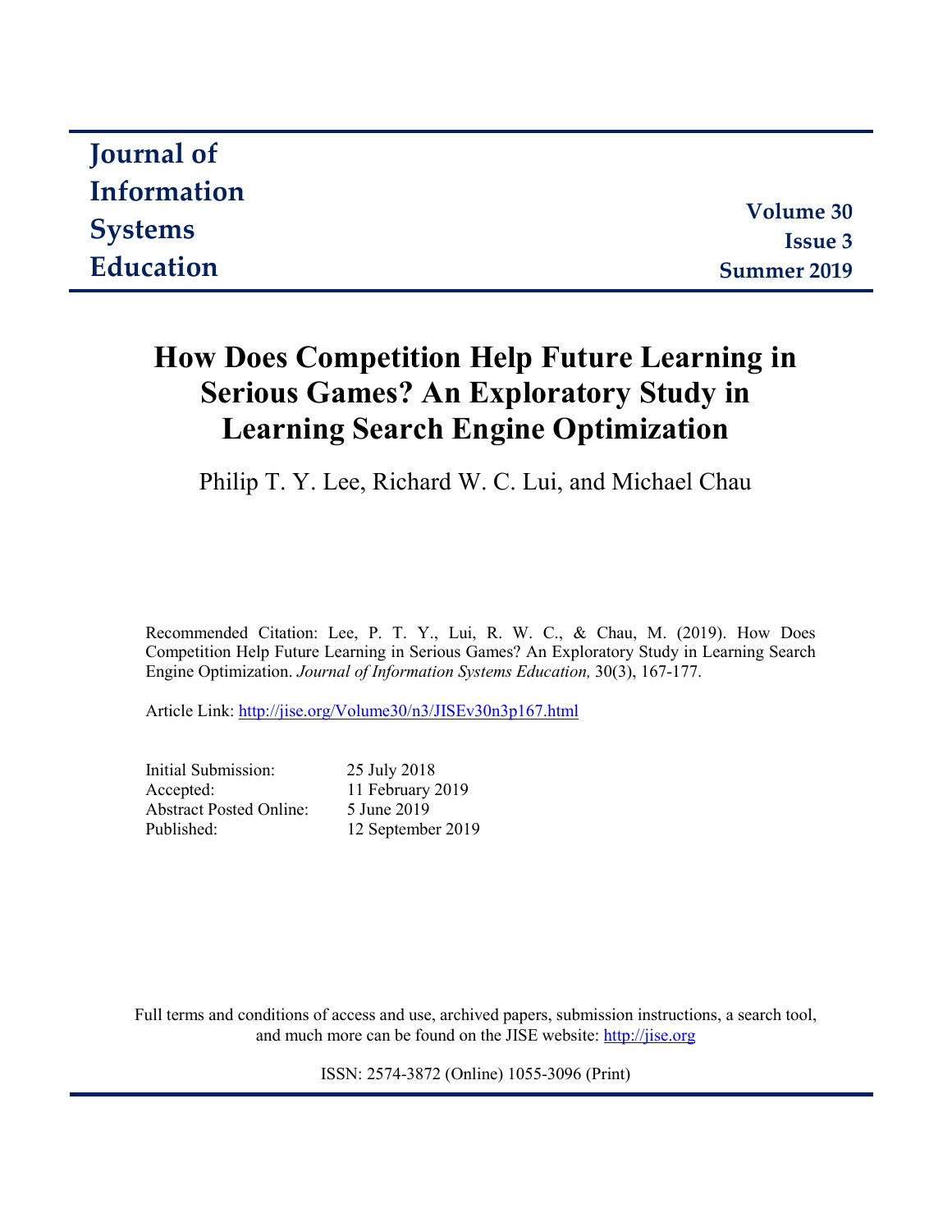# Journal of Information Systems Education

**Volume 30**
**Issue 3**
**Summer 2019**

# How Does Competition Help Future Learning in Serious Games? An Exploratory Study in Learning Search Engine Optimization

Philip T. Y. Lee, Richard W. C. Lui, and Michael Chau

Recommended Citation: Lee, P. T. Y., Lui, R. W. C., & Chau, M. (2019). How Does Competition Help Future Learning in Serious Games? An Exploratory Study in Learning Search Engine Optimization. *Journal of Information Systems Education,* 30(3), 167-177.

Article Link: http://jise.org/Volume30/n3/JISEv30n3p167.html

| | |
|---|---|
| Initial Submission: | 25 July 2018 |
| Accepted: | 11 February 2019 |
| Abstract Posted Online: | 5 June 2019 |
| Published: | 12 September 2019 |

Full terms and conditions of access and use, archived papers, submission instructions, a search tool, and much more can be found on the JISE website: http://jise.org

ISSN: 2574-3872 (Online) 1055-3096 (Print)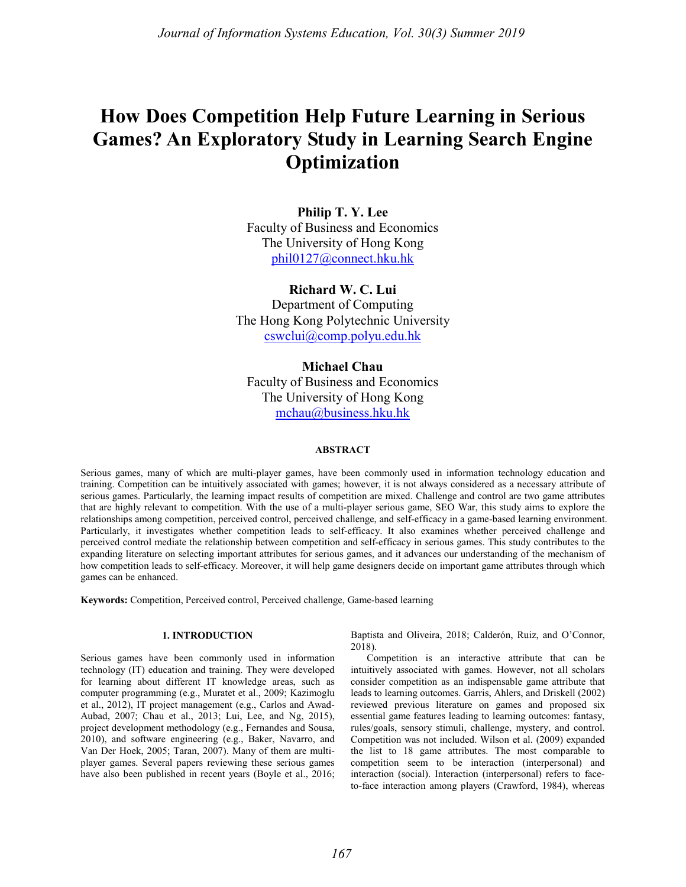# How Does Competition Help Future Learning in Serious Games? An Exploratory Study in Learning Search Engine Optimization

**Philip T. Y. Lee**
Faculty of Business and Economics
The University of Hong Kong
phil0127@connect.hku.hk

**Richard W. C. Lui**
Department of Computing
The Hong Kong Polytechnic University
cswclui@comp.polyu.edu.hk

**Michael Chau**
Faculty of Business and Economics
The University of Hong Kong
mchau@business.hku.hk

## ABSTRACT

Serious games, many of which are multi-player games, have been commonly used in information technology education and training. Competition can be intuitively associated with games; however, it is not always considered as a necessary attribute of serious games. Particularly, the learning impact results of competition are mixed. Challenge and control are two game attributes that are highly relevant to competition. With the use of a multi-player serious game, SEO War, this study aims to explore the relationships among competition, perceived control, perceived challenge, and self-efficacy in a game-based learning environment. Particularly, it investigates whether competition leads to self-efficacy. It also examines whether perceived challenge and perceived control mediate the relationship between competition and self-efficacy in serious games. This study contributes to the expanding literature on selecting important attributes for serious games, and it advances our understanding of the mechanism of how competition leads to self-efficacy. Moreover, it will help game designers decide on important game attributes through which games can be enhanced.

**Keywords:** Competition, Perceived control, Perceived challenge, Game-based learning

## 1. INTRODUCTION

Serious games have been commonly used in information technology (IT) education and training. They were developed for learning about different IT knowledge areas, such as computer programming (e.g., Muratet et al., 2009; Kazimoglu et al., 2012), IT project management (e.g., Carlos and Awad-Aubad, 2007; Chau et al., 2013; Lui, Lee, and Ng, 2015), project development methodology (e.g., Fernandes and Sousa, 2010), and software engineering (e.g., Baker, Navarro, and Van Der Hoek, 2005; Taran, 2007). Many of them are multi-player games. Several papers reviewing these serious games have also been published in recent years (Boyle et al., 2016; Baptista and Oliveira, 2018; Calderón, Ruiz, and O'Connor, 2018).

Competition is an interactive attribute that can be intuitively associated with games. However, not all scholars consider competition as an indispensable game attribute that leads to learning outcomes. Garris, Ahlers, and Driskell (2002) reviewed previous literature on games and proposed six essential game features leading to learning outcomes: fantasy, rules/goals, sensory stimuli, challenge, mystery, and control. Competition was not included. Wilson et al. (2009) expanded the list to 18 game attributes. The most comparable to competition seem to be interaction (interpersonal) and interaction (social). Interaction (interpersonal) refers to face-to-face interaction among players (Crawford, 1984), whereas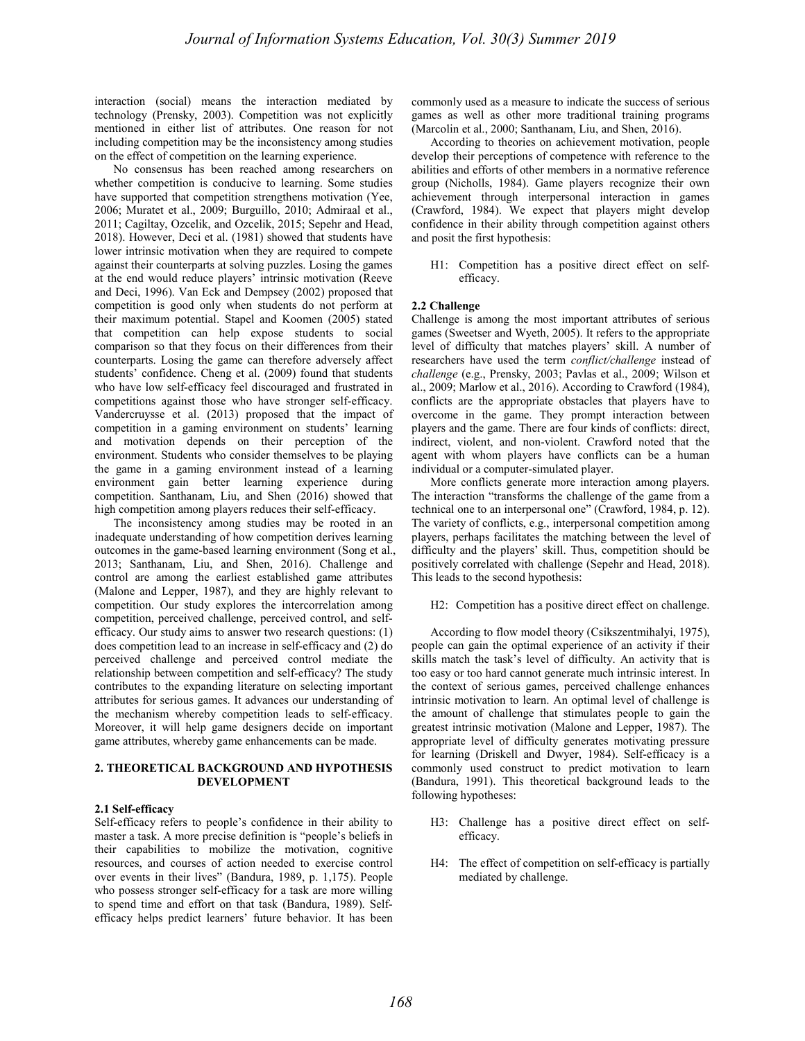interaction (social) means the interaction mediated by technology (Prensky, 2003). Competition was not explicitly mentioned in either list of attributes. One reason for not including competition may be the inconsistency among studies on the effect of competition on the learning experience.

No consensus has been reached among researchers on whether competition is conducive to learning. Some studies have supported that competition strengthens motivation (Yee, 2006; Muratet et al., 2009; Burguillo, 2010; Admiraal et al., 2011; Cagiltay, Ozcelik, and Ozcelik, 2015; Sepehr and Head, 2018). However, Deci et al. (1981) showed that students have lower intrinsic motivation when they are required to compete against their counterparts at solving puzzles. Losing the games at the end would reduce players' intrinsic motivation (Reeve and Deci, 1996). Van Eck and Dempsey (2002) proposed that competition is good only when students do not perform at their maximum potential. Stapel and Koomen (2005) stated that competition can help expose students to social comparison so that they focus on their differences from their counterparts. Losing the game can therefore adversely affect students' confidence. Cheng et al. (2009) found that students who have low self-efficacy feel discouraged and frustrated in competitions against those who have stronger self-efficacy. Vandercruysse et al. (2013) proposed that the impact of competition in a gaming environment on students' learning and motivation depends on their perception of the environment. Students who consider themselves to be playing the game in a gaming environment instead of a learning environment gain better learning experience during competition. Santhanam, Liu, and Shen (2016) showed that high competition among players reduces their self-efficacy.

The inconsistency among studies may be rooted in an inadequate understanding of how competition derives learning outcomes in the game-based learning environment (Song et al., 2013; Santhanam, Liu, and Shen, 2016). Challenge and control are among the earliest established game attributes (Malone and Lepper, 1987), and they are highly relevant to competition. Our study explores the intercorrelation among competition, perceived challenge, perceived control, and self-efficacy. Our study aims to answer two research questions: (1) does competition lead to an increase in self-efficacy and (2) do perceived challenge and perceived control mediate the relationship between competition and self-efficacy? The study contributes to the expanding literature on selecting important attributes for serious games. It advances our understanding of the mechanism whereby competition leads to self-efficacy. Moreover, it will help game designers decide on important game attributes, whereby game enhancements can be made.

## 2. THEORETICAL BACKGROUND AND HYPOTHESIS DEVELOPMENT

### 2.1 Self-efficacy

Self-efficacy refers to people's confidence in their ability to master a task. A more precise definition is "people's beliefs in their capabilities to mobilize the motivation, cognitive resources, and courses of action needed to exercise control over events in their lives" (Bandura, 1989, p. 1,175). People who possess stronger self-efficacy for a task are more willing to spend time and effort on that task (Bandura, 1989). Self-efficacy helps predict learners' future behavior. It has been commonly used as a measure to indicate the success of serious games as well as other more traditional training programs (Marcolin et al., 2000; Santhanam, Liu, and Shen, 2016).

According to theories on achievement motivation, people develop their perceptions of competence with reference to the abilities and efforts of other members in a normative reference group (Nicholls, 1984). Game players recognize their own achievement through interpersonal interaction in games (Crawford, 1984). We expect that players might develop confidence in their ability through competition against others and posit the first hypothesis:

> H1: Competition has a positive direct effect on self-efficacy.

### 2.2 Challenge

Challenge is among the most important attributes of serious games (Sweetser and Wyeth, 2005). It refers to the appropriate level of difficulty that matches players' skill. A number of researchers have used the term *conflict/challenge* instead of *challenge* (e.g., Prensky, 2003; Pavlas et al., 2009; Wilson et al., 2009; Marlow et al., 2016). According to Crawford (1984), conflicts are the appropriate obstacles that players have to overcome in the game. They prompt interaction between players and the game. There are four kinds of conflicts: direct, indirect, violent, and non-violent. Crawford noted that the agent with whom players have conflicts can be a human individual or a computer-simulated player.

More conflicts generate more interaction among players. The interaction "transforms the challenge of the game from a technical one to an interpersonal one" (Crawford, 1984, p. 12). The variety of conflicts, e.g., interpersonal competition among players, perhaps facilitates the matching between the level of difficulty and the players' skill. Thus, competition should be positively correlated with challenge (Sepehr and Head, 2018). This leads to the second hypothesis:

> H2: Competition has a positive direct effect on challenge.

According to flow model theory (Csikszentmihalyi, 1975), people can gain the optimal experience of an activity if their skills match the task's level of difficulty. An activity that is too easy or too hard cannot generate much intrinsic interest. In the context of serious games, perceived challenge enhances intrinsic motivation to learn. An optimal level of challenge is the amount of challenge that stimulates people to gain the greatest intrinsic motivation (Malone and Lepper, 1987). The appropriate level of difficulty generates motivating pressure for learning (Driskell and Dwyer, 1984). Self-efficacy is a commonly used construct to predict motivation to learn (Bandura, 1991). This theoretical background leads to the following hypotheses:

> H3: Challenge has a positive direct effect on self-efficacy.
>
> H4: The effect of competition on self-efficacy is partially mediated by challenge.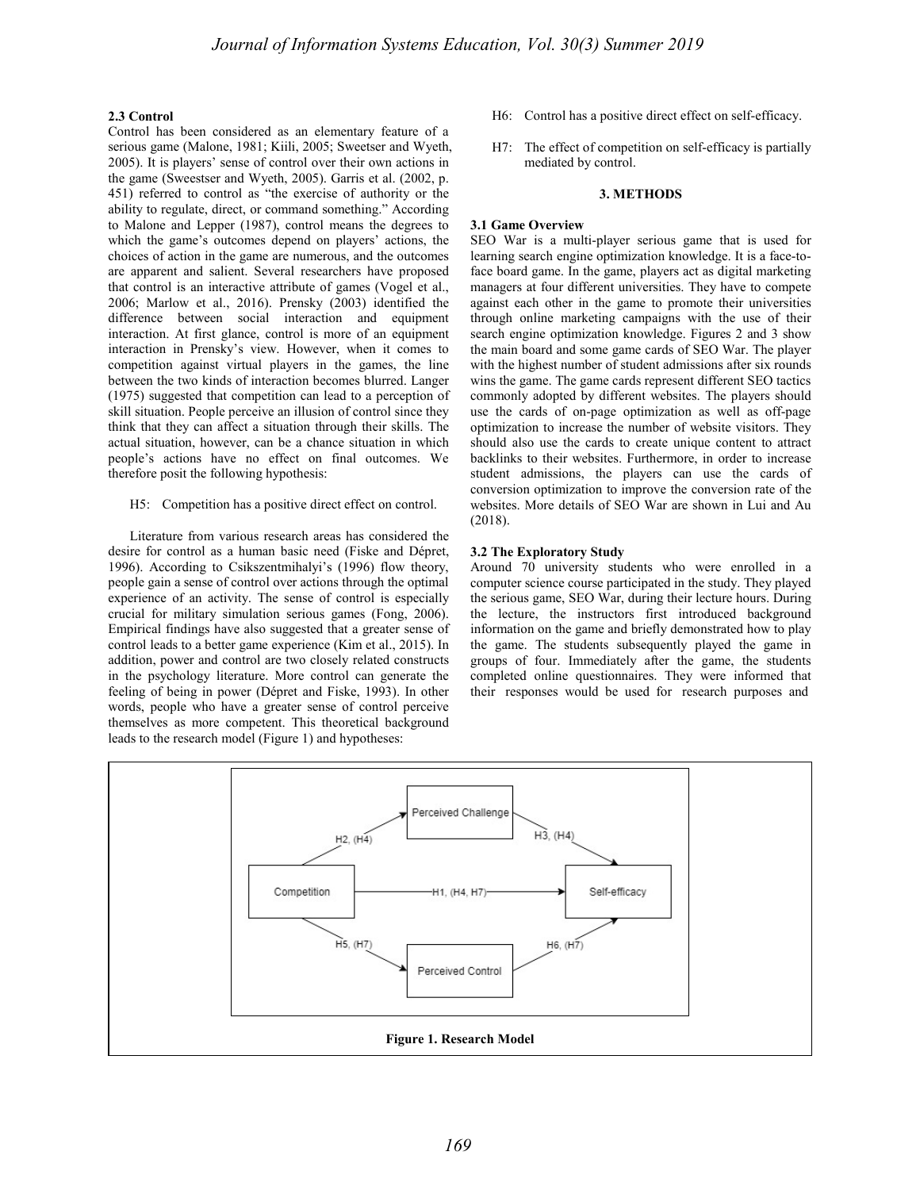### 2.3 Control

Control has been considered as an elementary feature of a serious game (Malone, 1981; Kiili, 2005; Sweetser and Wyeth, 2005). It is players' sense of control over their own actions in the game (Sweestser and Wyeth, 2005). Garris et al. (2002, p. 451) referred to control as "the exercise of authority or the ability to regulate, direct, or command something." According to Malone and Lepper (1987), control means the degrees to which the game's outcomes depend on players' actions, the choices of action in the game are numerous, and the outcomes are apparent and salient. Several researchers have proposed that control is an interactive attribute of games (Vogel et al., 2006; Marlow et al., 2016). Prensky (2003) identified the difference between social interaction and equipment interaction. At first glance, control is more of an equipment interaction in Prensky's view. However, when it comes to competition against virtual players in the games, the line between the two kinds of interaction becomes blurred. Langer (1975) suggested that competition can lead to a perception of skill situation. People perceive an illusion of control since they think that they can affect a situation through their skills. The actual situation, however, can be a chance situation in which people's actions have no effect on final outcomes. We therefore posit the following hypothesis:

H5: Competition has a positive direct effect on control.

Literature from various research areas has considered the desire for control as a human basic need (Fiske and Dépret, 1996). According to Csikszentmihalyi's (1996) flow theory, people gain a sense of control over actions through the optimal experience of an activity. The sense of control is especially crucial for military simulation serious games (Fong, 2006). Empirical findings have also suggested that a greater sense of control leads to a better game experience (Kim et al., 2015). In addition, power and control are two closely related constructs in the psychology literature. More control can generate the feeling of being in power (Dépret and Fiske, 1993). In other words, people who have a greater sense of control perceive themselves as more competent. This theoretical background leads to the research model (Figure 1) and hypotheses:

H6: Control has a positive direct effect on self-efficacy.

H7: The effect of competition on self-efficacy is partially mediated by control.

## 3. METHODS

### 3.1 Game Overview

SEO War is a multi-player serious game that is used for learning search engine optimization knowledge. It is a face-to-face board game. In the game, players act as digital marketing managers at four different universities. They have to compete against each other in the game to promote their universities through online marketing campaigns with the use of their search engine optimization knowledge. Figures 2 and 3 show the main board and some game cards of SEO War. The player with the highest number of student admissions after six rounds wins the game. The game cards represent different SEO tactics commonly adopted by different websites. The players should use the cards of on-page optimization as well as off-page optimization to increase the number of website visitors. They should also use the cards to create unique content to attract backlinks to their websites. Furthermore, in order to increase student admissions, the players can use the cards of conversion optimization to improve the conversion rate of the websites. More details of SEO War are shown in Lui and Au (2018).

### 3.2 The Exploratory Study

Around 70 university students who were enrolled in a computer science course participated in the study. They played the serious game, SEO War, during their lecture hours. During the lecture, the instructors first introduced background information on the game and briefly demonstrated how to play the game. The students subsequently played the game in groups of four. Immediately after the game, the students completed online questionnaires. They were informed that their responses would be used for research purposes and

Perceived Challenge

H2, (H4)

H3, (H4)

Competition

H1, (H4, H7)

Self-efficacy

H5, (H7)

H6, (H7)

Perceived Control

**Figure 1. Research Model**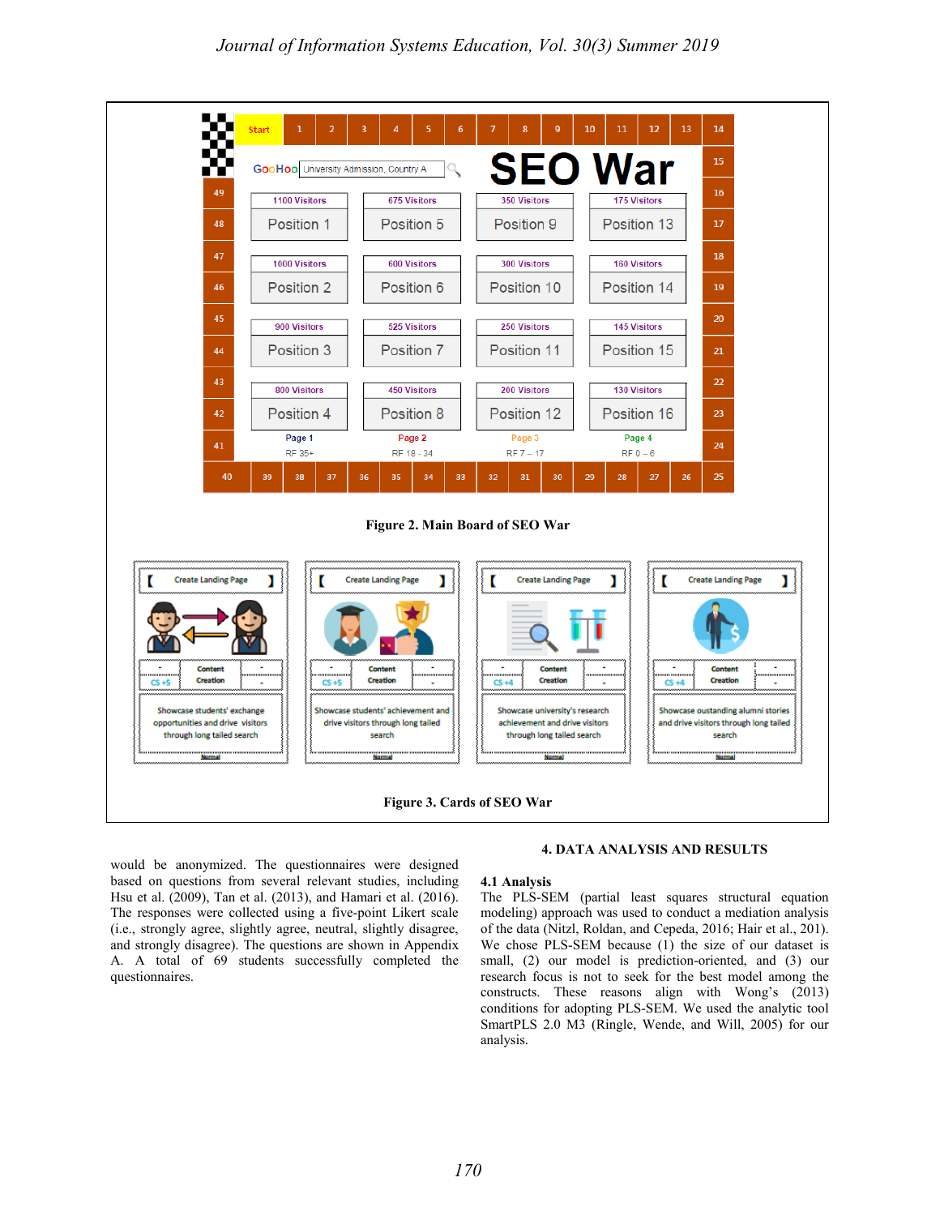Figure 2. Main Board of SEO War

Figure 3. Cards of SEO War

would be anonymized. The questionnaires were designed based on questions from several relevant studies, including Hsu et al. (2009), Tan et al. (2013), and Hamari et al. (2016). The responses were collected using a five-point Likert scale (i.e., strongly agree, slightly agree, neutral, slightly disagree, and strongly disagree). The questions are shown in Appendix A. A total of 69 students successfully completed the questionnaires.

## 4. DATA ANALYSIS AND RESULTS

### 4.1 Analysis

The PLS-SEM (partial least squares structural equation modeling) approach was used to conduct a mediation analysis of the data (Nitzl, Roldan, and Cepeda, 2016; Hair et al., 201). We chose PLS-SEM because (1) the size of our dataset is small, (2) our model is prediction-oriented, and (3) our research focus is not to seek for the best model among the constructs. These reasons align with Wong's (2013) conditions for adopting PLS-SEM. We used the analytic tool SmartPLS 2.0 M3 (Ringle, Wende, and Will, 2005) for our analysis.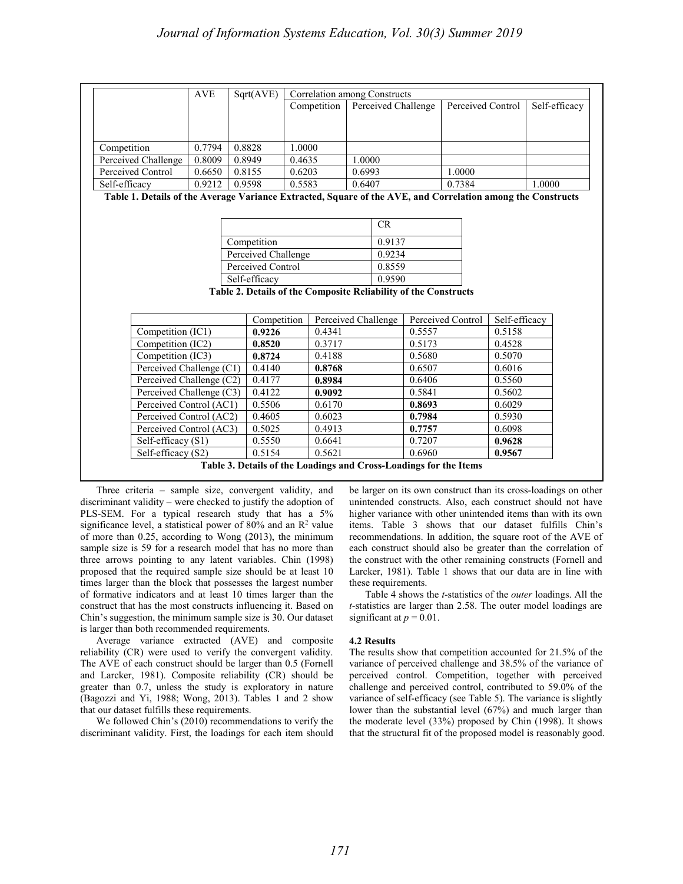|  | AVE | Sqrt(AVE) | Correlation among Constructs | | | |
|---|---|---|---|---|---|---|
|  |  |  | Competition | Perceived Challenge | Perceived Control | Self-efficacy |
| Competition | 0.7794 | 0.8828 | 1.0000 |  |  |  |
| Perceived Challenge | 0.8009 | 0.8949 | 0.4635 | 1.0000 |  |  |
| Perceived Control | 0.6650 | 0.8155 | 0.6203 | 0.6993 | 1.0000 |  |
| Self-efficacy | 0.9212 | 0.9598 | 0.5583 | 0.6407 | 0.7384 | 1.0000 |

**Table 1. Details of the Average Variance Extracted, Square of the AVE, and Correlation among the Constructs**

|  | CR |
|---|---|
| Competition | 0.9137 |
| Perceived Challenge | 0.9234 |
| Perceived Control | 0.8559 |
| Self-efficacy | 0.9590 |

**Table 2. Details of the Composite Reliability of the Constructs**

|  | Competition | Perceived Challenge | Perceived Control | Self-efficacy |
|---|---|---|---|---|
| Competition (IC1) | **0.9226** | 0.4341 | 0.5557 | 0.5158 |
| Competition (IC2) | **0.8520** | 0.3717 | 0.5173 | 0.4528 |
| Competition (IC3) | **0.8724** | 0.4188 | 0.5680 | 0.5070 |
| Perceived Challenge (C1) | 0.4140 | **0.8768** | 0.6507 | 0.6016 |
| Perceived Challenge (C2) | 0.4177 | **0.8984** | 0.6406 | 0.5560 |
| Perceived Challenge (C3) | 0.4122 | **0.9092** | 0.5841 | 0.5602 |
| Perceived Control (AC1) | 0.5506 | 0.6170 | **0.8693** | 0.6029 |
| Perceived Control (AC2) | 0.4605 | 0.6023 | **0.7984** | 0.5930 |
| Perceived Control (AC3) | 0.5025 | 0.4913 | **0.7757** | 0.6098 |
| Self-efficacy (S1) | 0.5550 | 0.6641 | 0.7207 | **0.9628** |
| Self-efficacy (S2) | 0.5154 | 0.5621 | 0.6960 | **0.9567** |

**Table 3. Details of the Loadings and Cross-Loadings for the Items**

Three criteria – sample size, convergent validity, and discriminant validity – were checked to justify the adoption of PLS-SEM. For a typical research study that has a 5% significance level, a statistical power of 80% and an $R^2$ value of more than 0.25, according to Wong (2013), the minimum sample size is 59 for a research model that has no more than three arrows pointing to any latent variables. Chin (1998) proposed that the required sample size should be at least 10 times larger than the block that possesses the largest number of formative indicators and at least 10 times larger than the construct that has the most constructs influencing it. Based on Chin's suggestion, the minimum sample size is 30. Our dataset is larger than both recommended requirements.

Average variance extracted (AVE) and composite reliability (CR) were used to verify the convergent validity. The AVE of each construct should be larger than 0.5 (Fornell and Larcker, 1981). Composite reliability (CR) should be greater than 0.7, unless the study is exploratory in nature (Bagozzi and Yi, 1988; Wong, 2013). Tables 1 and 2 show that our dataset fulfills these requirements.

We followed Chin's (2010) recommendations to verify the discriminant validity. First, the loadings for each item should be larger on its own construct than its cross-loadings on other unintended constructs. Also, each construct should not have higher variance with other unintended items than with its own items. Table 3 shows that our dataset fulfills Chin's recommendations. In addition, the square root of the AVE of each construct should also be greater than the correlation of the construct with the other remaining constructs (Fornell and Larcker, 1981). Table 1 shows that our data are in line with these requirements.

Table 4 shows the *t*-statistics of the *outer* loadings. All the *t*-statistics are larger than 2.58. The outer model loadings are significant at $p = 0.01$.

### 4.2 Results

The results show that competition accounted for 21.5% of the variance of perceived challenge and 38.5% of the variance of perceived control. Competition, together with perceived challenge and perceived control, contributed to 59.0% of the variance of self-efficacy (see Table 5). The variance is slightly lower than the substantial level (67%) and much larger than the moderate level (33%) proposed by Chin (1998). It shows that the structural fit of the proposed model is reasonably good.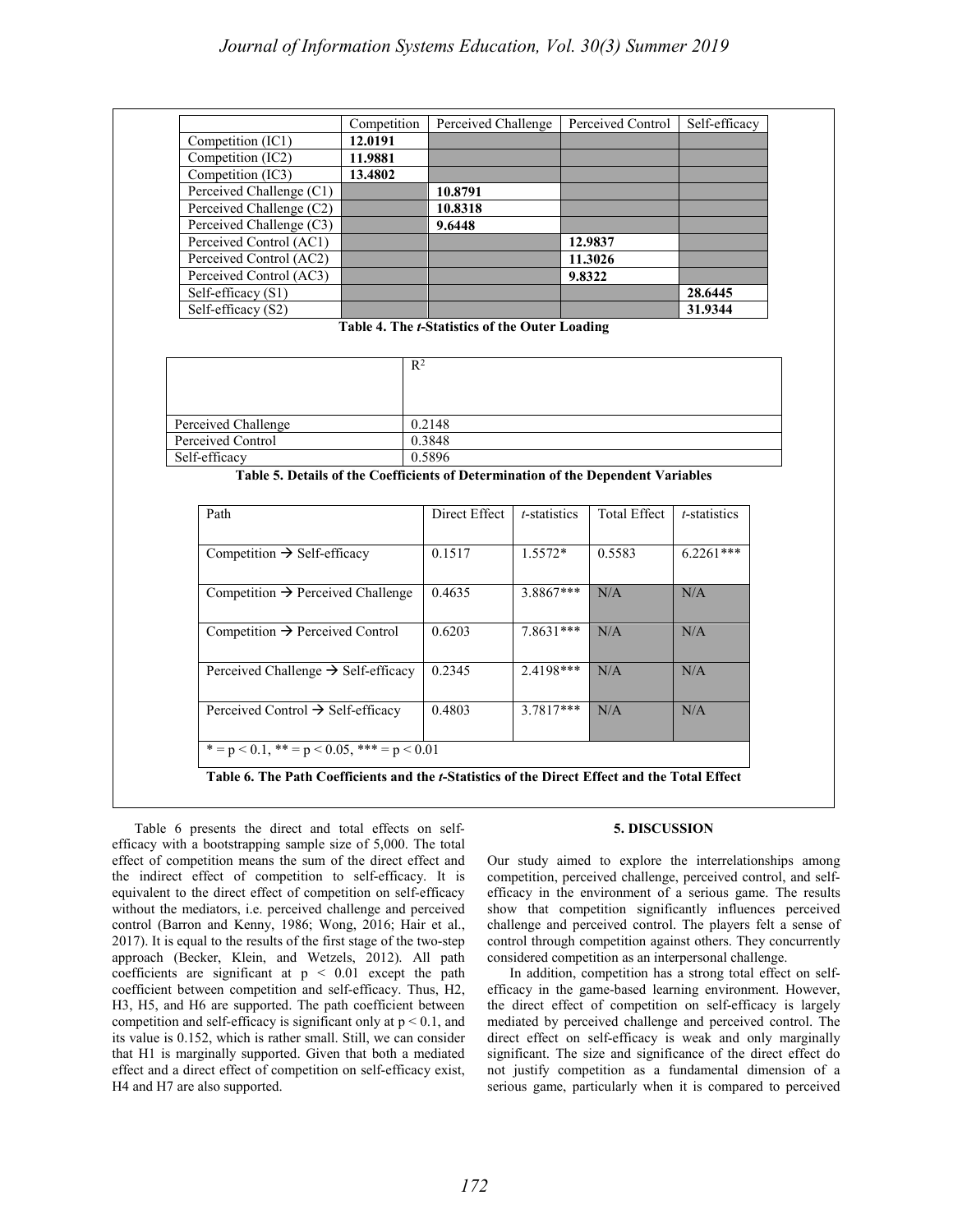| | Competition | Perceived Challenge | Perceived Control | Self-efficacy |
|---|---|---|---|---|
| Competition (IC1) | **12.0191** | | | |
| Competition (IC2) | **11.9881** | | | |
| Competition (IC3) | **13.4802** | | | |
| Perceived Challenge (C1) | | **10.8791** | | |
| Perceived Challenge (C2) | | **10.8318** | | |
| Perceived Challenge (C3) | | **9.6448** | | |
| Perceived Control (AC1) | | | **12.9837** | |
| Perceived Control (AC2) | | | **11.3026** | |
| Perceived Control (AC3) | | | **9.8322** | |
| Self-efficacy (S1) | | | | **28.6445** |
| Self-efficacy (S2) | | | | **31.9344** |

**Table 4. The *t*-Statistics of the Outer Loading**

| | $R^2$ |
|---|---|
| Perceived Challenge | 0.2148 |
| Perceived Control | 0.3848 |
| Self-efficacy | 0.5896 |

**Table 5. Details of the Coefficients of Determination of the Dependent Variables**

| Path | Direct Effect | *t*-statistics | Total Effect | *t*-statistics |
|---|---|---|---|---|
| Competition → Self-efficacy | 0.1517 | 1.5572* | 0.5583 | 6.2261*** |
| Competition → Perceived Challenge | 0.4635 | 3.8867*** | N/A | N/A |
| Competition → Perceived Control | 0.6203 | 7.8631*** | N/A | N/A |
| Perceived Challenge → Self-efficacy | 0.2345 | 2.4198*** | N/A | N/A |
| Perceived Control → Self-efficacy | 0.4803 | 3.7817*** | N/A | N/A |
| * = $p < 0.1$, ** = $p < 0.05$, *** = $p < 0.01$ | | | | |

**Table 6. The Path Coefficients and the *t*-Statistics of the Direct Effect and the Total Effect**

Table 6 presents the direct and total effects on self-efficacy with a bootstrapping sample size of 5,000. The total effect of competition means the sum of the direct effect and the indirect effect of competition to self-efficacy. It is equivalent to the direct effect of competition on self-efficacy without the mediators, i.e. perceived challenge and perceived control (Barron and Kenny, 1986; Wong, 2016; Hair et al., 2017). It is equal to the results of the first stage of the two-step approach (Becker, Klein, and Wetzels, 2012). All path coefficients are significant at $p < 0.01$ except the path coefficient between competition and self-efficacy. Thus, H2, H3, H5, and H6 are supported. The path coefficient between competition and self-efficacy is significant only at $p < 0.1$, and its value is 0.152, which is rather small. Still, we can consider that H1 is marginally supported. Given that both a mediated effect and a direct effect of competition on self-efficacy exist, H4 and H7 are also supported.

## 5. DISCUSSION

Our study aimed to explore the interrelationships among competition, perceived challenge, perceived control, and self-efficacy in the environment of a serious game. The results show that competition significantly influences perceived challenge and perceived control. The players felt a sense of control through competition against others. They concurrently considered competition as an interpersonal challenge.

In addition, competition has a strong total effect on self-efficacy in the game-based learning environment. However, the direct effect of competition on self-efficacy is largely mediated by perceived challenge and perceived control. The direct effect on self-efficacy is weak and only marginally significant. The size and significance of the direct effect do not justify competition as a fundamental dimension of a serious game, particularly when it is compared to perceived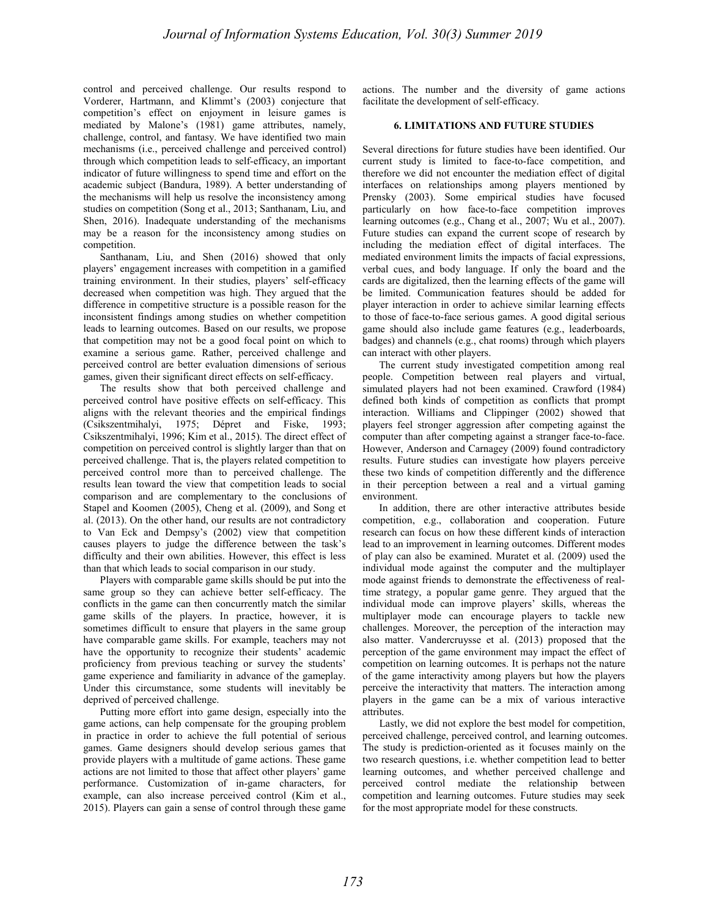control and perceived challenge. Our results respond to Vorderer, Hartmann, and Klimmt's (2003) conjecture that competition's effect on enjoyment in leisure games is mediated by Malone's (1981) game attributes, namely, challenge, control, and fantasy. We have identified two main mechanisms (i.e., perceived challenge and perceived control) through which competition leads to self-efficacy, an important indicator of future willingness to spend time and effort on the academic subject (Bandura, 1989). A better understanding of the mechanisms will help us resolve the inconsistency among studies on competition (Song et al., 2013; Santhanam, Liu, and Shen, 2016). Inadequate understanding of the mechanisms may be a reason for the inconsistency among studies on competition.

Santhanam, Liu, and Shen (2016) showed that only players' engagement increases with competition in a gamified training environment. In their studies, players' self-efficacy decreased when competition was high. They argued that the difference in competitive structure is a possible reason for the inconsistent findings among studies on whether competition leads to learning outcomes. Based on our results, we propose that competition may not be a good focal point on which to examine a serious game. Rather, perceived challenge and perceived control are better evaluation dimensions of serious games, given their significant direct effects on self-efficacy.

The results show that both perceived challenge and perceived control have positive effects on self-efficacy. This aligns with the relevant theories and the empirical findings (Csikszentmihalyi, 1975; Dépret and Fiske, 1993; Csikszentmihalyi, 1996; Kim et al., 2015). The direct effect of competition on perceived control is slightly larger than that on perceived challenge. That is, the players related competition to perceived control more than to perceived challenge. The results lean toward the view that competition leads to social comparison and are complementary to the conclusions of Stapel and Koomen (2005), Cheng et al. (2009), and Song et al. (2013). On the other hand, our results are not contradictory to Van Eck and Dempsy's (2002) view that competition causes players to judge the difference between the task's difficulty and their own abilities. However, this effect is less than that which leads to social comparison in our study.

Players with comparable game skills should be put into the same group so they can achieve better self-efficacy. The conflicts in the game can then concurrently match the similar game skills of the players. In practice, however, it is sometimes difficult to ensure that players in the same group have comparable game skills. For example, teachers may not have the opportunity to recognize their students' academic proficiency from previous teaching or survey the students' game experience and familiarity in advance of the gameplay. Under this circumstance, some students will inevitably be deprived of perceived challenge.

Putting more effort into game design, especially into the game actions, can help compensate for the grouping problem in practice in order to achieve the full potential of serious games. Game designers should develop serious games that provide players with a multitude of game actions. These game actions are not limited to those that affect other players' game performance. Customization of in-game characters, for example, can also increase perceived control (Kim et al., 2015). Players can gain a sense of control through these game actions. The number and the diversity of game actions facilitate the development of self-efficacy.

## 6. LIMITATIONS AND FUTURE STUDIES

Several directions for future studies have been identified. Our current study is limited to face-to-face competition, and therefore we did not encounter the mediation effect of digital interfaces on relationships among players mentioned by Prensky (2003). Some empirical studies have focused particularly on how face-to-face competition improves learning outcomes (e.g., Chang et al., 2007; Wu et al., 2007). Future studies can expand the current scope of research by including the mediation effect of digital interfaces. The mediated environment limits the impacts of facial expressions, verbal cues, and body language. If only the board and the cards are digitalized, then the learning effects of the game will be limited. Communication features should be added for player interaction in order to achieve similar learning effects to those of face-to-face serious games. A good digital serious game should also include game features (e.g., leaderboards, badges) and channels (e.g., chat rooms) through which players can interact with other players.

The current study investigated competition among real people. Competition between real players and virtual, simulated players had not been examined. Crawford (1984) defined both kinds of competition as conflicts that prompt interaction. Williams and Clippinger (2002) showed that players feel stronger aggression after competing against the computer than after competing against a stranger face-to-face. However, Anderson and Carnagey (2009) found contradictory results. Future studies can investigate how players perceive these two kinds of competition differently and the difference in their perception between a real and a virtual gaming environment.

In addition, there are other interactive attributes beside competition, e.g., collaboration and cooperation. Future research can focus on how these different kinds of interaction lead to an improvement in learning outcomes. Different modes of play can also be examined. Muratet et al. (2009) used the individual mode against the computer and the multiplayer mode against friends to demonstrate the effectiveness of real-time strategy, a popular game genre. They argued that the individual mode can improve players' skills, whereas the multiplayer mode can encourage players to tackle new challenges. Moreover, the perception of the interaction may also matter. Vandercruysse et al. (2013) proposed that the perception of the game environment may impact the effect of competition on learning outcomes. It is perhaps not the nature of the game interactivity among players but how the players perceive the interactivity that matters. The interaction among players in the game can be a mix of various interactive attributes.

Lastly, we did not explore the best model for competition, perceived challenge, perceived control, and learning outcomes. The study is prediction-oriented as it focuses mainly on the two research questions, i.e. whether competition lead to better learning outcomes, and whether perceived challenge and perceived control mediate the relationship between competition and learning outcomes. Future studies may seek for the most appropriate model for these constructs.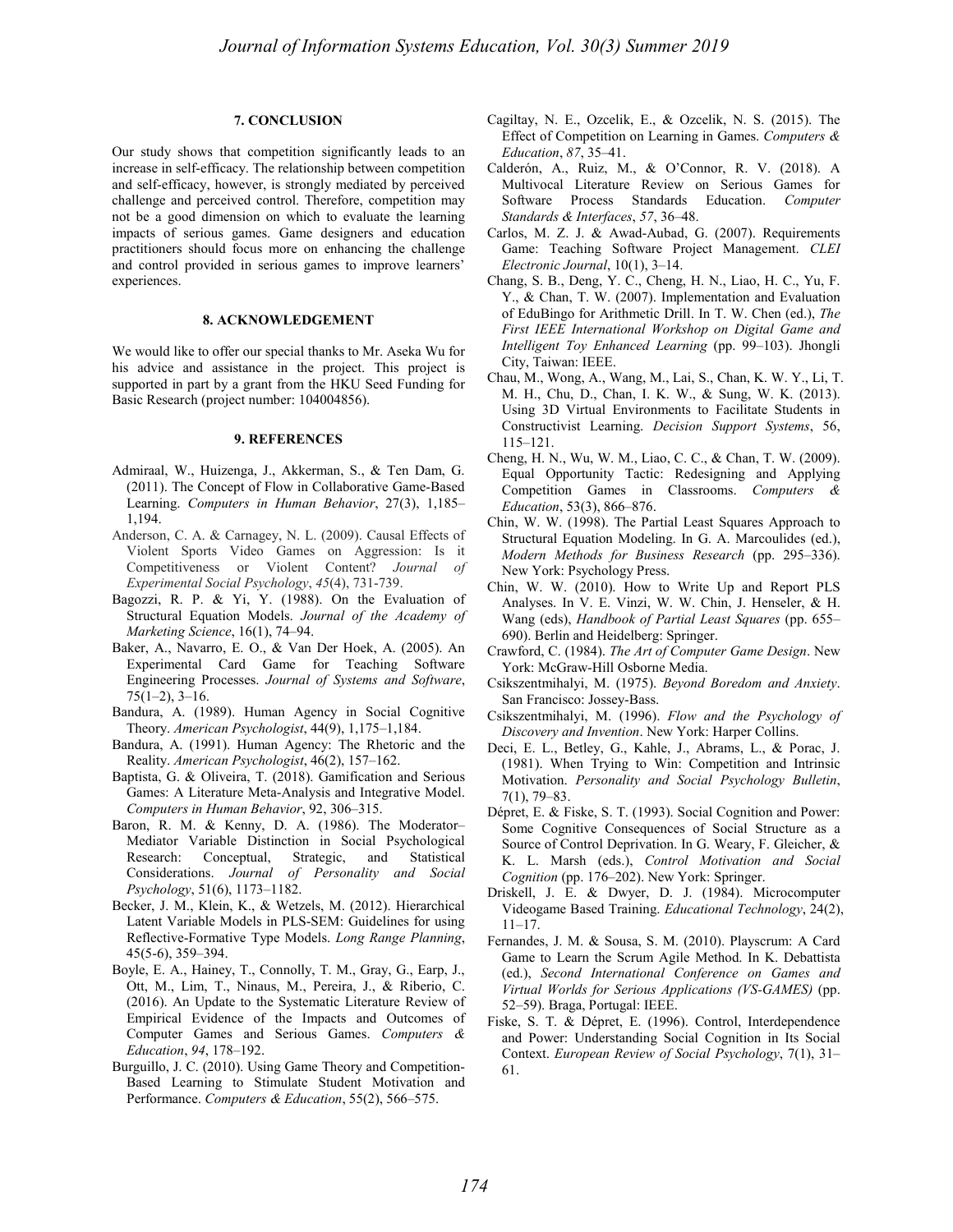## 7. CONCLUSION

Our study shows that competition significantly leads to an increase in self-efficacy. The relationship between competition and self-efficacy, however, is strongly mediated by perceived challenge and perceived control. Therefore, competition may not be a good dimension on which to evaluate the learning impacts of serious games. Game designers and education practitioners should focus more on enhancing the challenge and control provided in serious games to improve learners' experiences.

## 8. ACKNOWLEDGEMENT

We would like to offer our special thanks to Mr. Aseka Wu for his advice and assistance in the project. This project is supported in part by a grant from the HKU Seed Funding for Basic Research (project number: 104004856).

## 9. REFERENCES

Admiraal, W., Huizenga, J., Akkerman, S., & Ten Dam, G. (2011). The Concept of Flow in Collaborative Game-Based Learning. *Computers in Human Behavior*, 27(3), 1,185–1,194.

Anderson, C. A. & Carnagey, N. L. (2009). Causal Effects of Violent Sports Video Games on Aggression: Is it Competitiveness or Violent Content? *Journal of Experimental Social Psychology*, *45*(4), 731-739.

Bagozzi, R. P. & Yi, Y. (1988). On the Evaluation of Structural Equation Models. *Journal of the Academy of Marketing Science*, 16(1), 74–94.

Baker, A., Navarro, E. O., & Van Der Hoek, A. (2005). An Experimental Card Game for Teaching Software Engineering Processes. *Journal of Systems and Software*, 75(1–2), 3–16.

Bandura, A. (1989). Human Agency in Social Cognitive Theory. *American Psychologist*, 44(9), 1,175–1,184.

Bandura, A. (1991). Human Agency: The Rhetoric and the Reality. *American Psychologist*, 46(2), 157–162.

Baptista, G. & Oliveira, T. (2018). Gamification and Serious Games: A Literature Meta-Analysis and Integrative Model. *Computers in Human Behavior*, 92, 306–315.

Baron, R. M. & Kenny, D. A. (1986). The Moderator–Mediator Variable Distinction in Social Psychological Research: Conceptual, Strategic, and Statistical Considerations. *Journal of Personality and Social Psychology*, 51(6), 1173–1182.

Becker, J. M., Klein, K., & Wetzels, M. (2012). Hierarchical Latent Variable Models in PLS-SEM: Guidelines for using Reflective-Formative Type Models. *Long Range Planning*, 45(5-6), 359–394.

Boyle, E. A., Hainey, T., Connolly, T. M., Gray, G., Earp, J., Ott, M., Lim, T., Ninaus, M., Pereira, J., & Riberio, C. (2016). An Update to the Systematic Literature Review of Empirical Evidence of the Impacts and Outcomes of Computer Games and Serious Games. *Computers & Education*, *94*, 178–192.

Burguillo, J. C. (2010). Using Game Theory and Competition-Based Learning to Stimulate Student Motivation and Performance. *Computers & Education*, 55(2), 566–575.

Cagiltay, N. E., Ozcelik, E., & Ozcelik, N. S. (2015). The Effect of Competition on Learning in Games. *Computers & Education*, *87*, 35–41.

Calderón, A., Ruiz, M., & O'Connor, R. V. (2018). A Multivocal Literature Review on Serious Games for Software Process Standards Education. *Computer Standards & Interfaces*, *57*, 36–48.

Carlos, M. Z. J. & Awad-Aubad, G. (2007). Requirements Game: Teaching Software Project Management. *CLEI Electronic Journal*, 10(1), 3–14.

Chang, S. B., Deng, Y. C., Cheng, H. N., Liao, H. C., Yu, F. Y., & Chan, T. W. (2007). Implementation and Evaluation of EduBingo for Arithmetic Drill. In T. W. Chen (ed.), *The First IEEE International Workshop on Digital Game and Intelligent Toy Enhanced Learning* (pp. 99–103). Jhongli City, Taiwan: IEEE.

Chau, M., Wong, A., Wang, M., Lai, S., Chan, K. W. Y., Li, T. M. H., Chu, D., Chan, I. K. W., & Sung, W. K. (2013). Using 3D Virtual Environments to Facilitate Students in Constructivist Learning. *Decision Support Systems*, 56, 115–121.

Cheng, H. N., Wu, W. M., Liao, C. C., & Chan, T. W. (2009). Equal Opportunity Tactic: Redesigning and Applying Competition Games in Classrooms. *Computers & Education*, 53(3), 866–876.

Chin, W. W. (1998). The Partial Least Squares Approach to Structural Equation Modeling. In G. A. Marcoulides (ed.), *Modern Methods for Business Research* (pp. 295–336). New York: Psychology Press.

Chin, W. W. (2010). How to Write Up and Report PLS Analyses. In V. E. Vinzi, W. W. Chin, J. Henseler, & H. Wang (eds), *Handbook of Partial Least Squares* (pp. 655–690). Berlin and Heidelberg: Springer.

Crawford, C. (1984). *The Art of Computer Game Design*. New York: McGraw-Hill Osborne Media.

Csikszentmihalyi, M. (1975). *Beyond Boredom and Anxiety*. San Francisco: Jossey-Bass.

Csikszentmihalyi, M. (1996). *Flow and the Psychology of Discovery and Invention*. New York: Harper Collins.

Deci, E. L., Betley, G., Kahle, J., Abrams, L., & Porac, J. (1981). When Trying to Win: Competition and Intrinsic Motivation. *Personality and Social Psychology Bulletin*, 7(1), 79–83.

Dépret, E. & Fiske, S. T. (1993). Social Cognition and Power: Some Cognitive Consequences of Social Structure as a Source of Control Deprivation. In G. Weary, F. Gleicher, & K. L. Marsh (eds.), *Control Motivation and Social Cognition* (pp. 176–202). New York: Springer.

Driskell, J. E. & Dwyer, D. J. (1984). Microcomputer Videogame Based Training. *Educational Technology*, 24(2), 11–17.

Fernandes, J. M. & Sousa, S. M. (2010). Playscrum: A Card Game to Learn the Scrum Agile Method. In K. Debattista (ed.), *Second International Conference on Games and Virtual Worlds for Serious Applications (VS-GAMES)* (pp. 52–59). Braga, Portugal: IEEE.

Fiske, S. T. & Dépret, E. (1996). Control, Interdependence and Power: Understanding Social Cognition in Its Social Context. *European Review of Social Psychology*, 7(1), 31–61.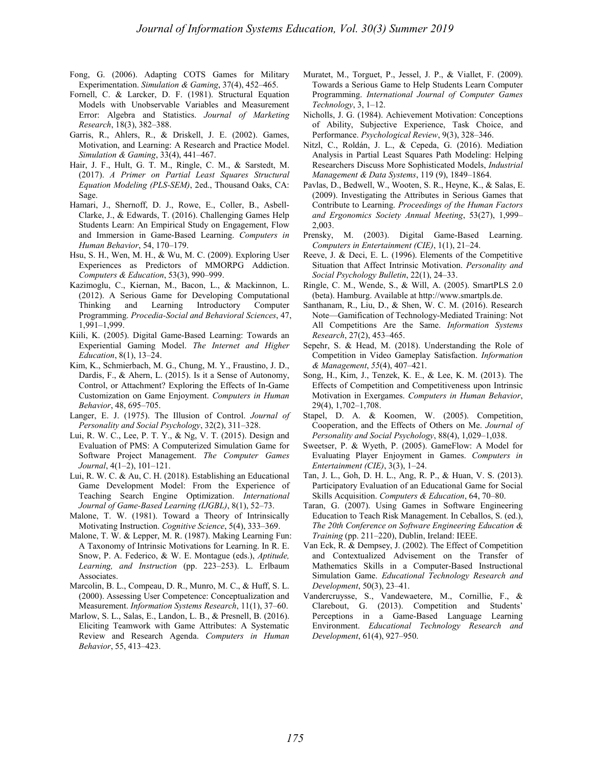Fong, G. (2006). Adapting COTS Games for Military Experimentation. *Simulation & Gaming*, 37(4), 452–465.

Fornell, C. & Larcker, D. F. (1981). Structural Equation Models with Unobservable Variables and Measurement Error: Algebra and Statistics. *Journal of Marketing Research*, 18(3), 382–388.

Garris, R., Ahlers, R., & Driskell, J. E. (2002). Games, Motivation, and Learning: A Research and Practice Model. *Simulation & Gaming*, 33(4), 441–467.

Hair, J. F., Hult, G. T. M., Ringle, C. M., & Sarstedt, M. (2017). *A Primer on Partial Least Squares Structural Equation Modeling (PLS-SEM)*, 2ed., Thousand Oaks, CA: Sage.

Hamari, J., Shernoff, D. J., Rowe, E., Coller, B., Asbell-Clarke, J., & Edwards, T. (2016). Challenging Games Help Students Learn: An Empirical Study on Engagement, Flow and Immersion in Game-Based Learning. *Computers in Human Behavior*, 54, 170–179.

Hsu, S. H., Wen, M. H., & Wu, M. C. (2009). Exploring User Experiences as Predictors of MMORPG Addiction. *Computers & Education*, 53(3), 990–999.

Kazimoglu, C., Kiernan, M., Bacon, L., & Mackinnon, L. (2012). A Serious Game for Developing Computational Thinking and Learning Introductory Computer Programming. *Procedia-Social and Behavioral Sciences*, 47, 1,991–1,999.

Kiili, K. (2005). Digital Game-Based Learning: Towards an Experiential Gaming Model. *The Internet and Higher Education*, 8(1), 13–24.

Kim, K., Schmierbach, M. G., Chung, M. Y., Fraustino, J. D., Dardis, F., & Ahern, L. (2015). Is it a Sense of Autonomy, Control, or Attachment? Exploring the Effects of In-Game Customization on Game Enjoyment. *Computers in Human Behavior*, 48, 695–705.

Langer, E. J. (1975). The Illusion of Control. *Journal of Personality and Social Psychology*, 32(2), 311–328.

Lui, R. W. C., Lee, P. T. Y., & Ng, V. T. (2015). Design and Evaluation of PMS: A Computerized Simulation Game for Software Project Management. *The Computer Games Journal*, 4(1–2), 101–121.

Lui, R. W. C. & Au, C. H. (2018). Establishing an Educational Game Development Model: From the Experience of Teaching Search Engine Optimization. *International Journal of Game-Based Learning (IJGBL)*, 8(1), 52–73.

Malone, T. W. (1981). Toward a Theory of Intrinsically Motivating Instruction. *Cognitive Science*, 5(4), 333–369.

Malone, T. W. & Lepper, M. R. (1987). Making Learning Fun: A Taxonomy of Intrinsic Motivations for Learning. In R. E. Snow, P. A. Federico, & W. E. Montague (eds.), *Aptitude, Learning, and Instruction* (pp. 223–253). L. Erlbaum Associates.

Marcolin, B. L., Compeau, D. R., Munro, M. C., & Huff, S. L. (2000). Assessing User Competence: Conceptualization and Measurement. *Information Systems Research*, 11(1), 37–60.

Marlow, S. L., Salas, E., Landon, L. B., & Presnell, B. (2016). Eliciting Teamwork with Game Attributes: A Systematic Review and Research Agenda. *Computers in Human Behavior*, 55, 413–423.

Muratet, M., Torguet, P., Jessel, J. P., & Viallet, F. (2009). Towards a Serious Game to Help Students Learn Computer Programming. *International Journal of Computer Games Technology*, 3, 1–12.

Nicholls, J. G. (1984). Achievement Motivation: Conceptions of Ability, Subjective Experience, Task Choice, and Performance. *Psychological Review*, 9(3), 328–346.

Nitzl, C., Roldán, J. L., & Cepeda, G. (2016). Mediation Analysis in Partial Least Squares Path Modeling: Helping Researchers Discuss More Sophisticated Models, *Industrial Management & Data Systems*, 119 (9), 1849–1864.

Pavlas, D., Bedwell, W., Wooten, S. R., Heyne, K., & Salas, E. (2009). Investigating the Attributes in Serious Games that Contribute to Learning. *Proceedings of the Human Factors and Ergonomics Society Annual Meeting*, 53(27), 1,999–2,003.

Prensky, M. (2003). Digital Game-Based Learning. *Computers in Entertainment (CIE)*, 1(1), 21–24.

Reeve, J. & Deci, E. L. (1996). Elements of the Competitive Situation that Affect Intrinsic Motivation. *Personality and Social Psychology Bulletin*, 22(1), 24–33.

Ringle, C. M., Wende, S., & Will, A. (2005). SmartPLS 2.0 (beta). Hamburg. Available at http://www.smartpls.de.

Santhanam, R., Liu, D., & Shen, W. C. M. (2016). Research Note—Gamification of Technology-Mediated Training: Not All Competitions Are the Same. *Information Systems Research*, 27(2), 453–465.

Sepehr, S. & Head, M. (2018). Understanding the Role of Competition in Video Gameplay Satisfaction. *Information & Management*, *55*(4), 407–421.

Song, H., Kim, J., Tenzek, K. E., & Lee, K. M. (2013). The Effects of Competition and Competitiveness upon Intrinsic Motivation in Exergames. *Computers in Human Behavior*, 29(4), 1,702–1,708.

Stapel, D. A. & Koomen, W. (2005). Competition, Cooperation, and the Effects of Others on Me. *Journal of Personality and Social Psychology*, 88(4), 1,029–1,038.

Sweetser, P. & Wyeth, P. (2005). GameFlow: A Model for Evaluating Player Enjoyment in Games. *Computers in Entertainment (CIE)*, 3(3), 1–24.

Tan, J. L., Goh, D. H. L., Ang, R. P., & Huan, V. S. (2013). Participatory Evaluation of an Educational Game for Social Skills Acquisition. *Computers & Education*, 64, 70–80.

Taran, G. (2007). Using Games in Software Engineering Education to Teach Risk Management. In Ceballos, S. (ed.), *The 20th Conference on Software Engineering Education & Training* (pp. 211–220), Dublin, Ireland: IEEE.

Van Eck, R. & Dempsey, J. (2002). The Effect of Competition and Contextualized Advisement on the Transfer of Mathematics Skills in a Computer-Based Instructional Simulation Game. *Educational Technology Research and Development*, 50(3), 23–41.

Vandercruysse, S., Vandewaetere, M., Cornillie, F., & Clarebout, G. (2013). Competition and Students' Perceptions in a Game-Based Language Learning Environment. *Educational Technology Research and Development*, 61(4), 927–950.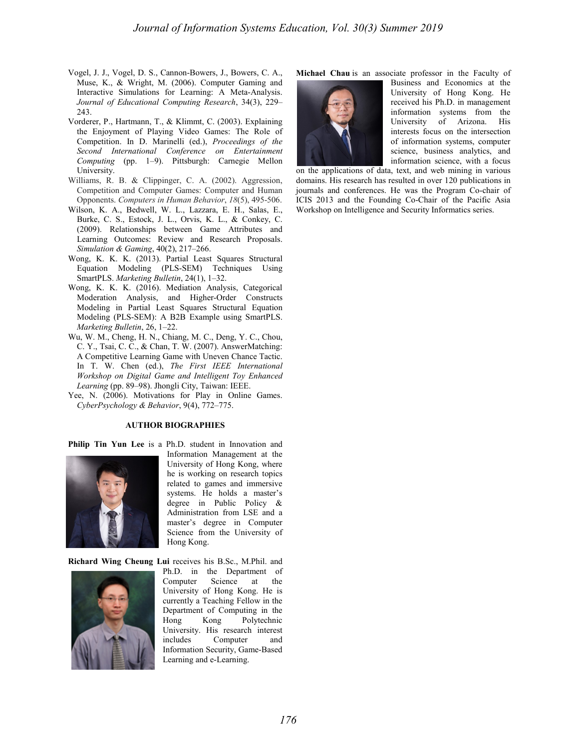Vogel, J. J., Vogel, D. S., Cannon-Bowers, J., Bowers, C. A., Muse, K., & Wright, M. (2006). Computer Gaming and Interactive Simulations for Learning: A Meta-Analysis. *Journal of Educational Computing Research*, 34(3), 229–243.

Vorderer, P., Hartmann, T., & Klimmt, C. (2003). Explaining the Enjoyment of Playing Video Games: The Role of Competition. In D. Marinelli (ed.), *Proceedings of the Second International Conference on Entertainment Computing* (pp. 1–9). Pittsburgh: Carnegie Mellon University.

Williams, R. B. & Clippinger, C. A. (2002). Aggression, Competition and Computer Games: Computer and Human Opponents. *Computers in Human Behavior*, *18*(5), 495-506.

Wilson, K. A., Bedwell, W. L., Lazzara, E. H., Salas, E., Burke, C. S., Estock, J. L., Orvis, K. L., & Conkey, C. (2009). Relationships between Game Attributes and Learning Outcomes: Review and Research Proposals. *Simulation & Gaming*, 40(2), 217–266.

Wong, K. K. K. (2013). Partial Least Squares Structural Equation Modeling (PLS-SEM) Techniques Using SmartPLS. *Marketing Bulletin*, 24(1), 1–32.

Wong, K. K. K. (2016). Mediation Analysis, Categorical Moderation Analysis, and Higher-Order Constructs Modeling in Partial Least Squares Structural Equation Modeling (PLS-SEM): A B2B Example using SmartPLS. *Marketing Bulletin*, 26, 1–22.

Wu, W. M., Cheng, H. N., Chiang, M. C., Deng, Y. C., Chou, C. Y., Tsai, C. C., & Chan, T. W. (2007). AnswerMatching: A Competitive Learning Game with Uneven Chance Tactic. In T. W. Chen (ed.), *The First IEEE International Workshop on Digital Game and Intelligent Toy Enhanced Learning* (pp. 89–98). Jhongli City, Taiwan: IEEE.

Yee, N. (2006). Motivations for Play in Online Games. *CyberPsychology & Behavior*, 9(4), 772–775.

## AUTHOR BIOGRAPHIES

**Philip Tin Yun Lee** is a Ph.D. student in Innovation and Information Management at the University of Hong Kong, where he is working on research topics related to games and immersive systems. He holds a master's degree in Public Policy & Administration from LSE and a master's degree in Computer Science from the University of Hong Kong.

**Richard Wing Cheung Lui** receives his B.Sc., M.Phil. and Ph.D. in the Department of Computer Science at the University of Hong Kong. He is currently a Teaching Fellow in the Department of Computing in the Hong Kong Polytechnic University. His research interest includes Computer and Information Security, Game-Based Learning and e-Learning.

**Michael Chau** is an associate professor in the Faculty of Business and Economics at the University of Hong Kong. He received his Ph.D. in management information systems from the University of Arizona. His interests focus on the intersection of information systems, computer science, business analytics, and information science, with a focus on the applications of data, text, and web mining in various domains. His research has resulted in over 120 publications in journals and conferences. He was the Program Co-chair of ICIS 2013 and the Founding Co-Chair of the Pacific Asia Workshop on Intelligence and Security Informatics series.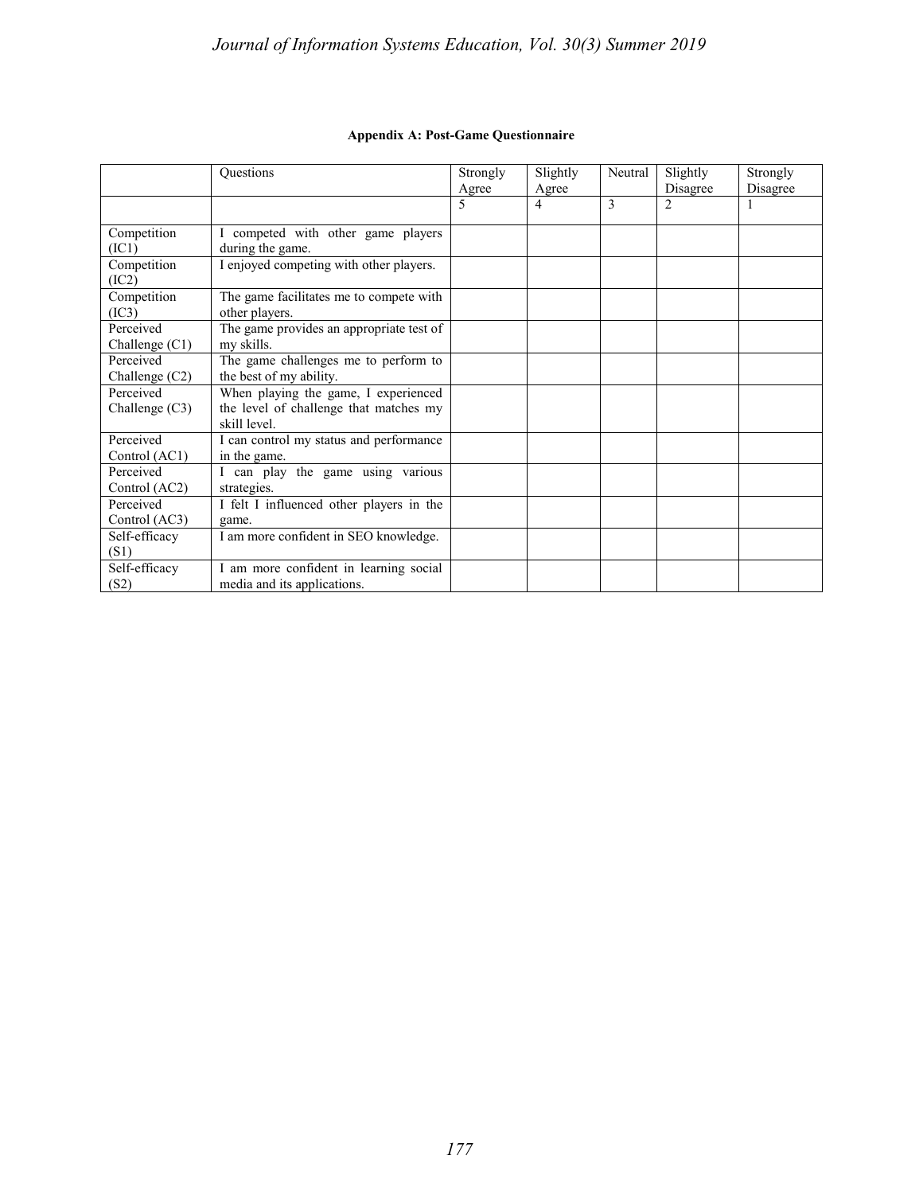**Appendix A: Post-Game Questionnaire**

| | Questions | Strongly Agree | Slightly Agree | Neutral | Slightly Disagree | Strongly Disagree |
|---|---|---|---|---|---|---|
| | | 5 | 4 | 3 | 2 | 1 |
| Competition (IC1) | I competed with other game players during the game. | | | | | |
| Competition (IC2) | I enjoyed competing with other players. | | | | | |
| Competition (IC3) | The game facilitates me to compete with other players. | | | | | |
| Perceived Challenge (C1) | The game provides an appropriate test of my skills. | | | | | |
| Perceived Challenge (C2) | The game challenges me to perform to the best of my ability. | | | | | |
| Perceived Challenge (C3) | When playing the game, I experienced the level of challenge that matches my skill level. | | | | | |
| Perceived Control (AC1) | I can control my status and performance in the game. | | | | | |
| Perceived Control (AC2) | I can play the game using various strategies. | | | | | |
| Perceived Control (AC3) | I felt I influenced other players in the game. | | | | | |
| Self-efficacy (S1) | I am more confident in SEO knowledge. | | | | | |
| Self-efficacy (S2) | I am more confident in learning social media and its applications. | | | | | |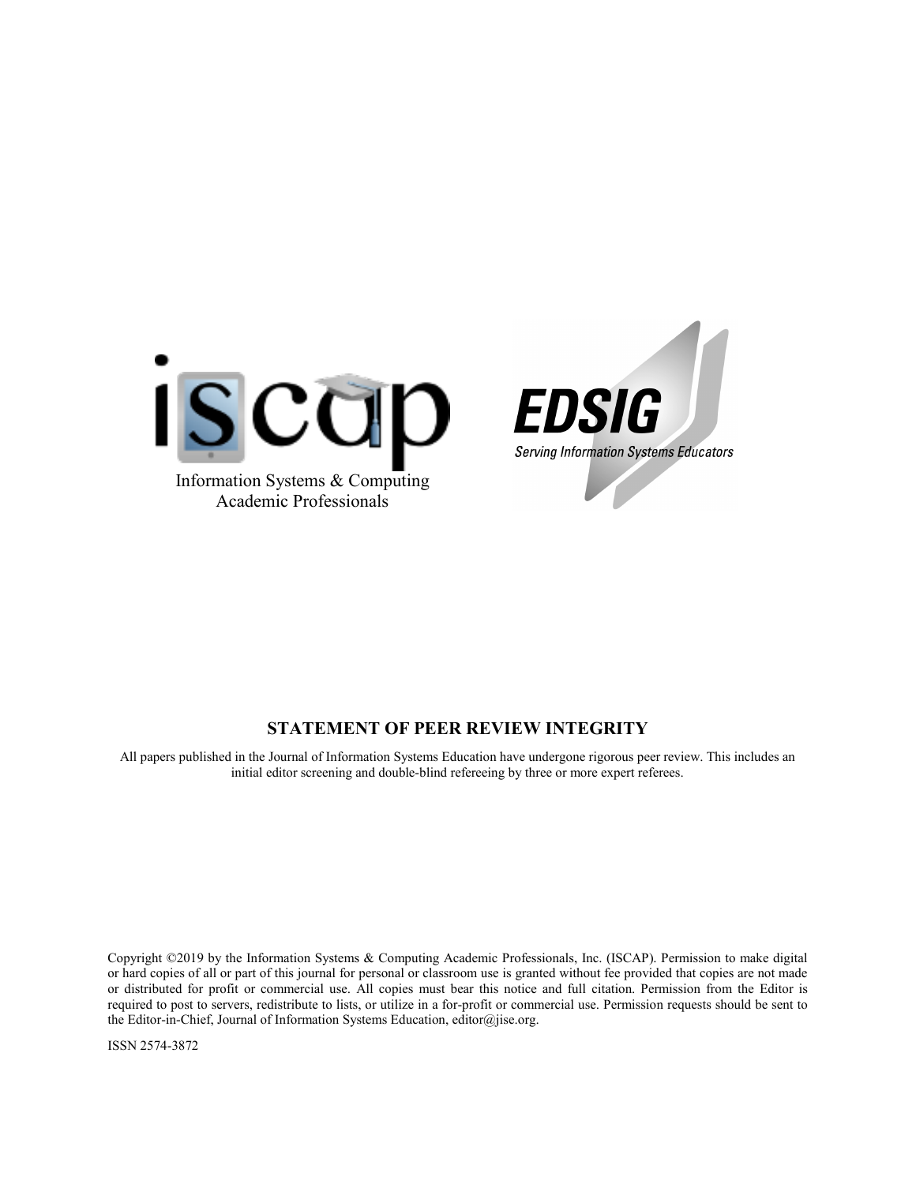Information Systems & Computing Academic Professionals

EDSIG

Serving Information Systems Educators

## STATEMENT OF PEER REVIEW INTEGRITY

All papers published in the Journal of Information Systems Education have undergone rigorous peer review. This includes an initial editor screening and double-blind refereeing by three or more expert referees.

Copyright ©2019 by the Information Systems & Computing Academic Professionals, Inc. (ISCAP). Permission to make digital or hard copies of all or part of this journal for personal or classroom use is granted without fee provided that copies are not made or distributed for profit or commercial use. All copies must bear this notice and full citation. Permission from the Editor is required to post to servers, redistribute to lists, or utilize in a for-profit or commercial use. Permission requests should be sent to the Editor-in-Chief, Journal of Information Systems Education, editor@jise.org.

ISSN 2574-3872